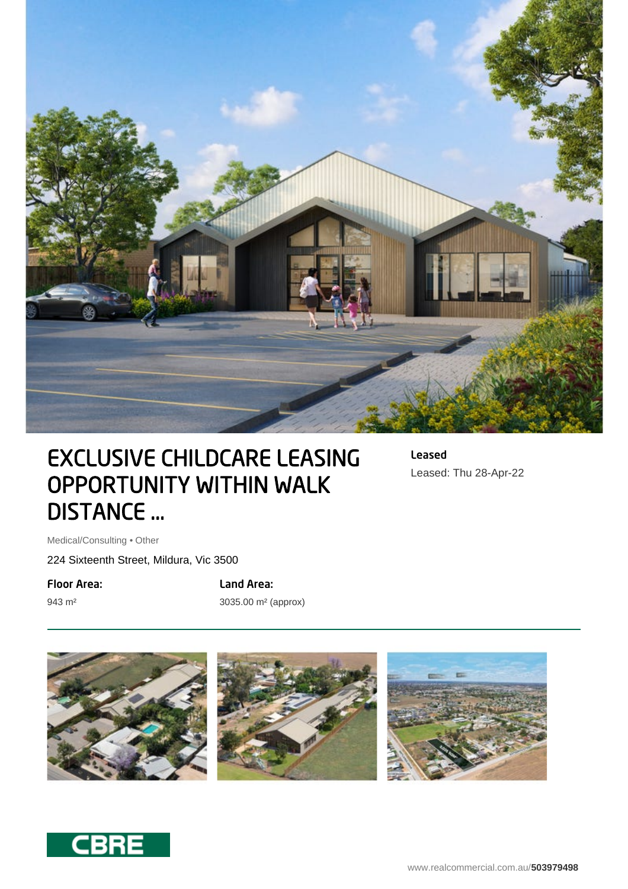# EXCLUSIVE CHILDCARE LEASING OPPORTUNITY WITHIN WALK DISTANCE ...

**Leased**

Leased: Thu 28-Apr-22

Medical/Consulting • Other

224 Sixteenth Street, Mildura, Vic 3500

**Floor Area:**

943 m²

**Land Area:**

3035.00 m² (approx)

CBRE

www.realcommercial.com.au/**503979498**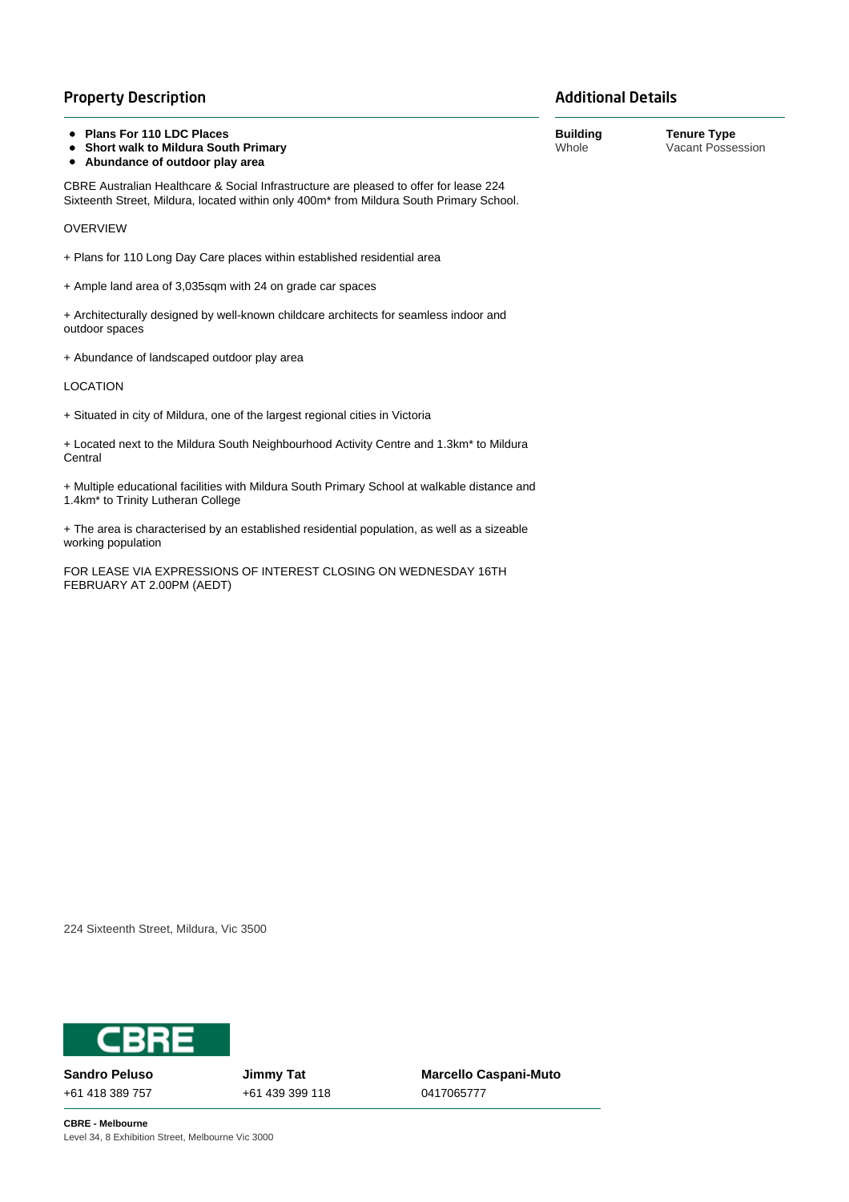## Property Description

- **Plans For 110 LDC Places**
- **Short walk to Mildura South Primary**
- **Abundance of outdoor play area**

CBRE Australian Healthcare & Social Infrastructure are pleased to offer for lease 224 Sixteenth Street, Mildura, located within only 400m* from Mildura South Primary School.

OVERVIEW

+ Plans for 110 Long Day Care places within established residential area

+ Ample land area of 3,035sqm with 24 on grade car spaces

+ Architecturally designed by well-known childcare architects for seamless indoor and outdoor spaces

+ Abundance of landscaped outdoor play area

LOCATION

+ Situated in city of Mildura, one of the largest regional cities in Victoria

+ Located next to the Mildura South Neighbourhood Activity Centre and 1.3km* to Mildura Central

+ Multiple educational facilities with Mildura South Primary School at walkable distance and 1.4km* to Trinity Lutheran College

+ The area is characterised by an established residential population, as well as a sizeable working population

FOR LEASE VIA EXPRESSIONS OF INTEREST CLOSING ON WEDNESDAY 16TH FEBRUARY AT 2.00PM (AEDT)

## Additional Details

| Building | Tenure Type |
| --- | --- |
| Whole | Vacant Possession |

224 Sixteenth Street, Mildura, Vic 3500

CBRE

| Sandro Peluso | Jimmy Tat | Marcello Caspani-Muto |
| --- | --- | --- |
| +61 418 389 757 | +61 439 399 118 | 0417065777 |

**CBRE - Melbourne**
Level 34, 8 Exhibition Street, Melbourne Vic 3000